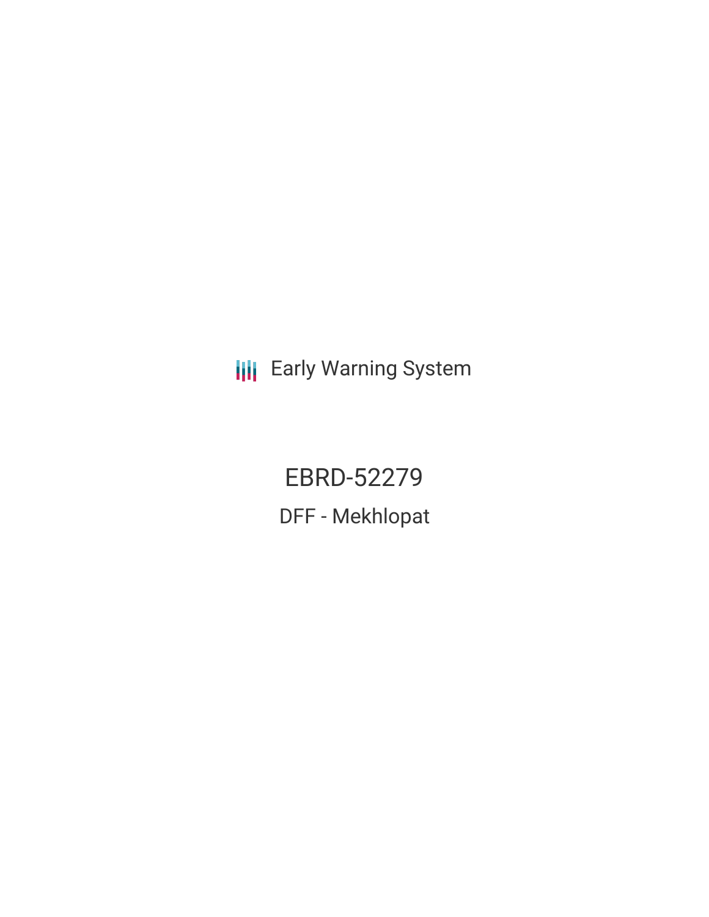Early Warning System

# EBRD-52279

## DFF - Mekhlopat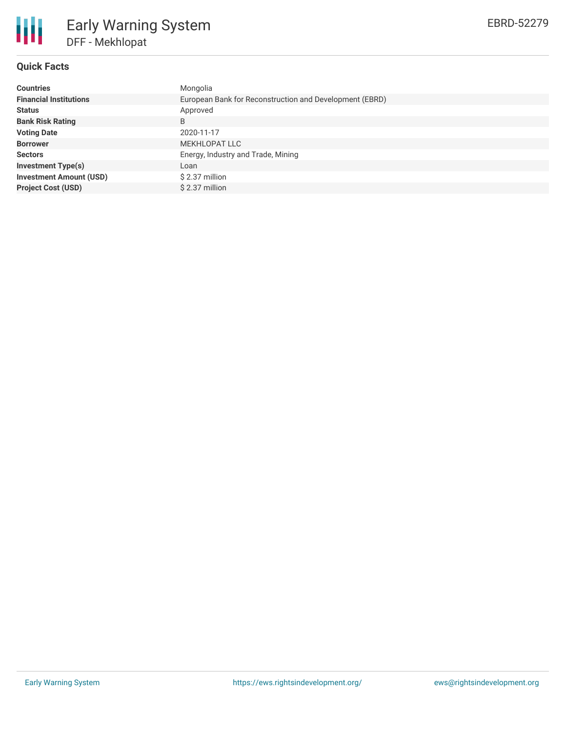# Early Warning System

## DFF - Mekhlopat

EBRD-52279

### Quick Facts

| | |
|---|---|
| **Countries** | Mongolia |
| **Financial Institutions** | European Bank for Reconstruction and Development (EBRD) |
| **Status** | Approved |
| **Bank Risk Rating** | B |
| **Voting Date** | 2020-11-17 |
| **Borrower** | MEKHLOPAT LLC |
| **Sectors** | Energy, Industry and Trade, Mining |
| **Investment Type(s)** | Loan |
| **Investment Amount (USD)** | $ 2.37 million |
| **Project Cost (USD)** | $ 2.37 million |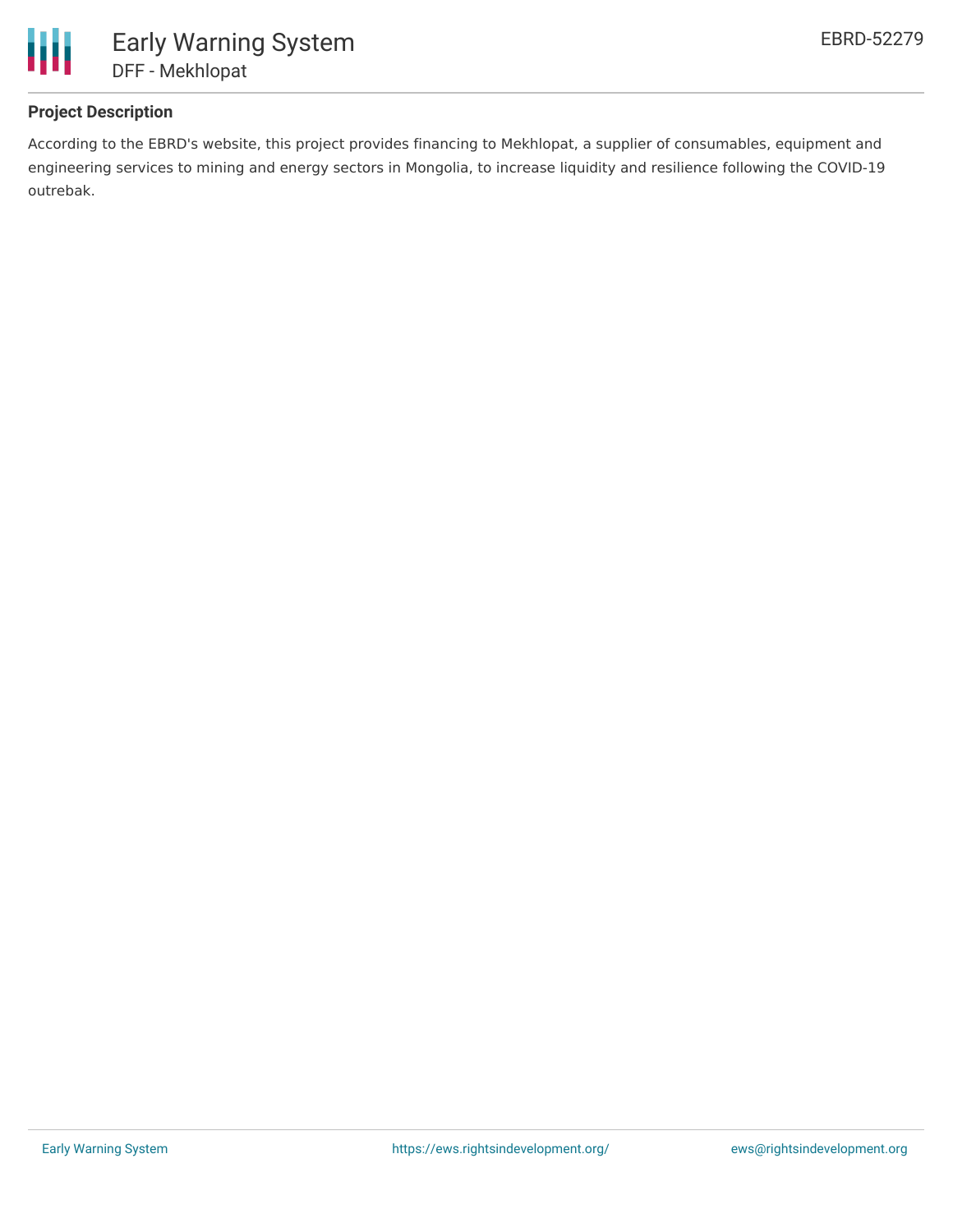## Project Description

According to the EBRD's website, this project provides financing to Mekhlopat, a supplier of consumables, equipment and engineering services to mining and energy sectors in Mongolia, to increase liquidity and resilience following the COVID-19 outrebak.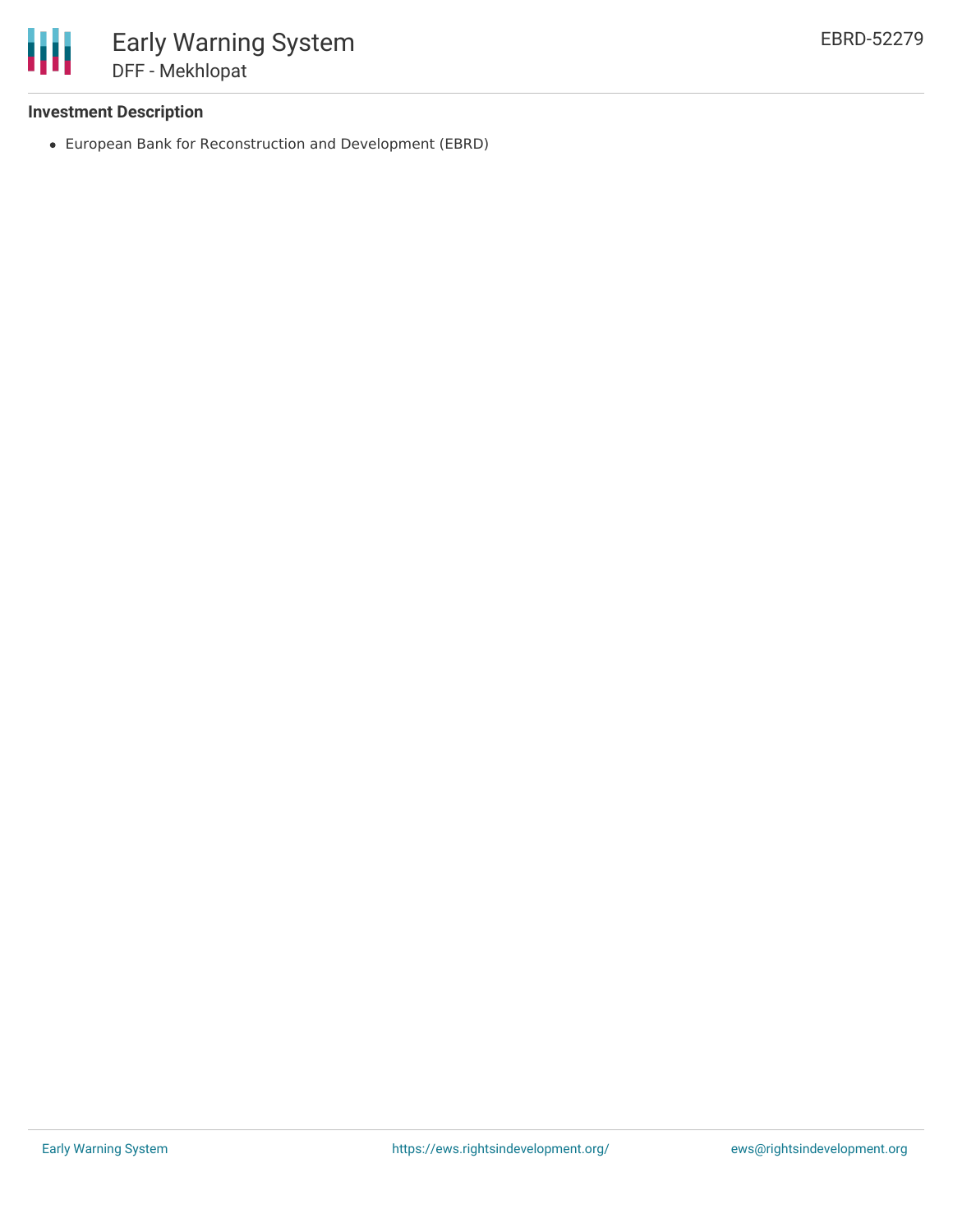### Investment Description

- European Bank for Reconstruction and Development (EBRD)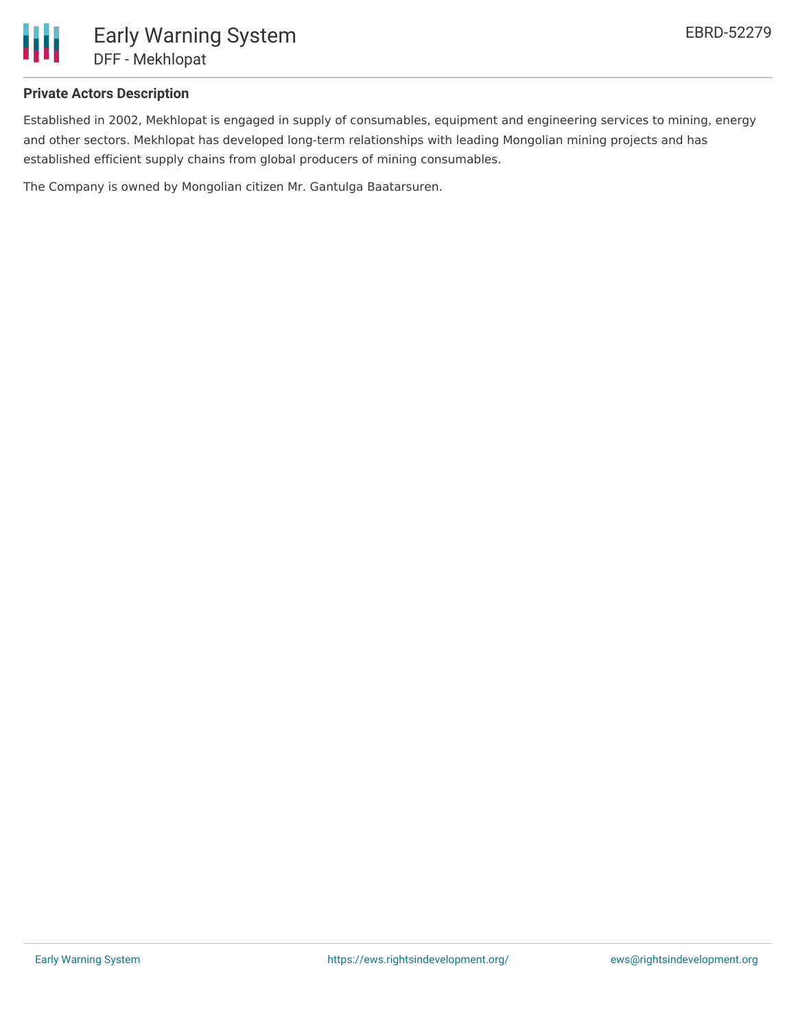**Private Actors Description**

Established in 2002, Mekhlopat is engaged in supply of consumables, equipment and engineering services to mining, energy and other sectors. Mekhlopat has developed long-term relationships with leading Mongolian mining projects and has established efficient supply chains from global producers of mining consumables.

The Company is owned by Mongolian citizen Mr. Gantulga Baatarsuren.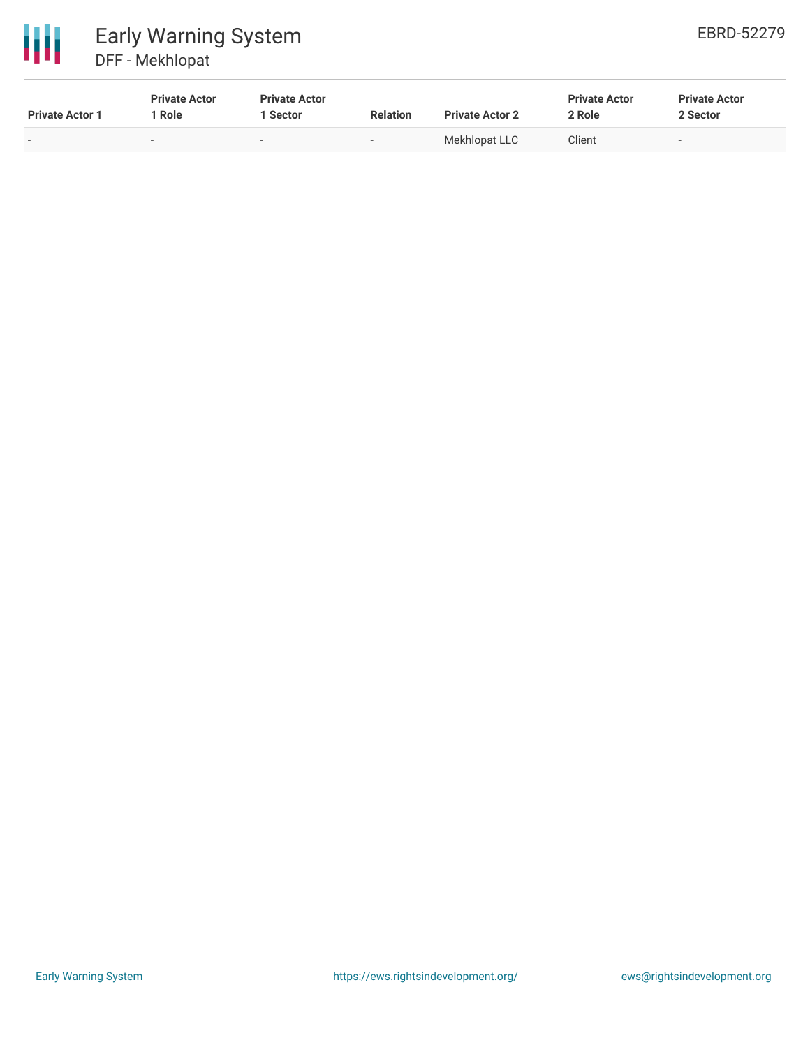| Private Actor 1 | Private Actor 1 Role | Private Actor 1 Sector | Relation | Private Actor 2 | Private Actor 2 Role | Private Actor 2 Sector |
|---|---|---|---|---|---|---|
| - | - | - | - | Mekhlopat LLC | Client | - |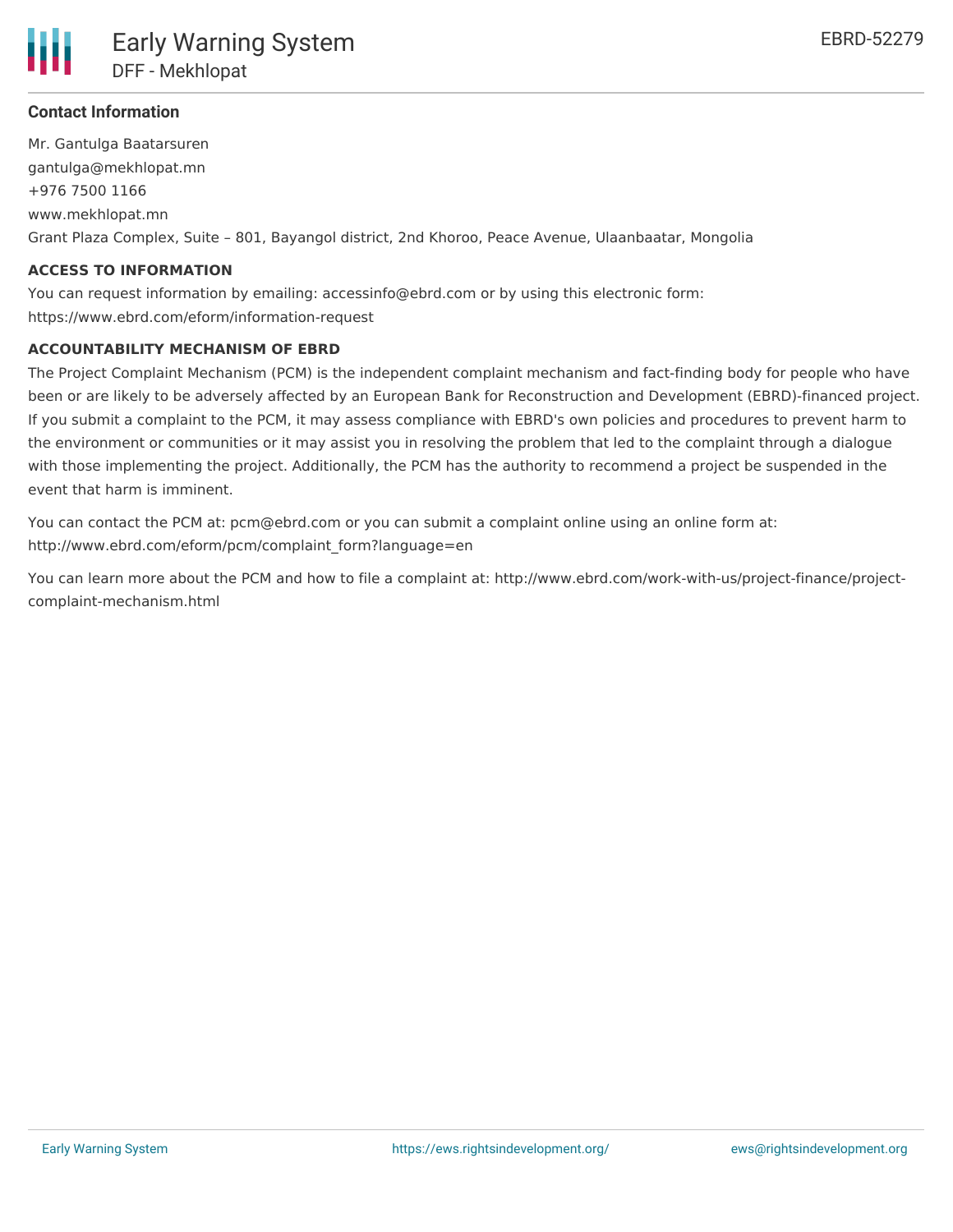**Contact Information**

Mr. Gantulga Baatarsuren
gantulga@mekhlopat.mn
+976 7500 1166
www.mekhlopat.mn
Grant Plaza Complex, Suite – 801, Bayangol district, 2nd Khoroo, Peace Avenue, Ulaanbaatar, Mongolia

**ACCESS TO INFORMATION**

You can request information by emailing: accessinfo@ebrd.com or by using this electronic form: https://www.ebrd.com/eform/information-request

**ACCOUNTABILITY MECHANISM OF EBRD**

The Project Complaint Mechanism (PCM) is the independent complaint mechanism and fact-finding body for people who have been or are likely to be adversely affected by an European Bank for Reconstruction and Development (EBRD)-financed project. If you submit a complaint to the PCM, it may assess compliance with EBRD's own policies and procedures to prevent harm to the environment or communities or it may assist you in resolving the problem that led to the complaint through a dialogue with those implementing the project. Additionally, the PCM has the authority to recommend a project be suspended in the event that harm is imminent.

You can contact the PCM at: pcm@ebrd.com or you can submit a complaint online using an online form at: http://www.ebrd.com/eform/pcm/complaint_form?language=en

You can learn more about the PCM and how to file a complaint at: http://www.ebrd.com/work-with-us/project-finance/project-complaint-mechanism.html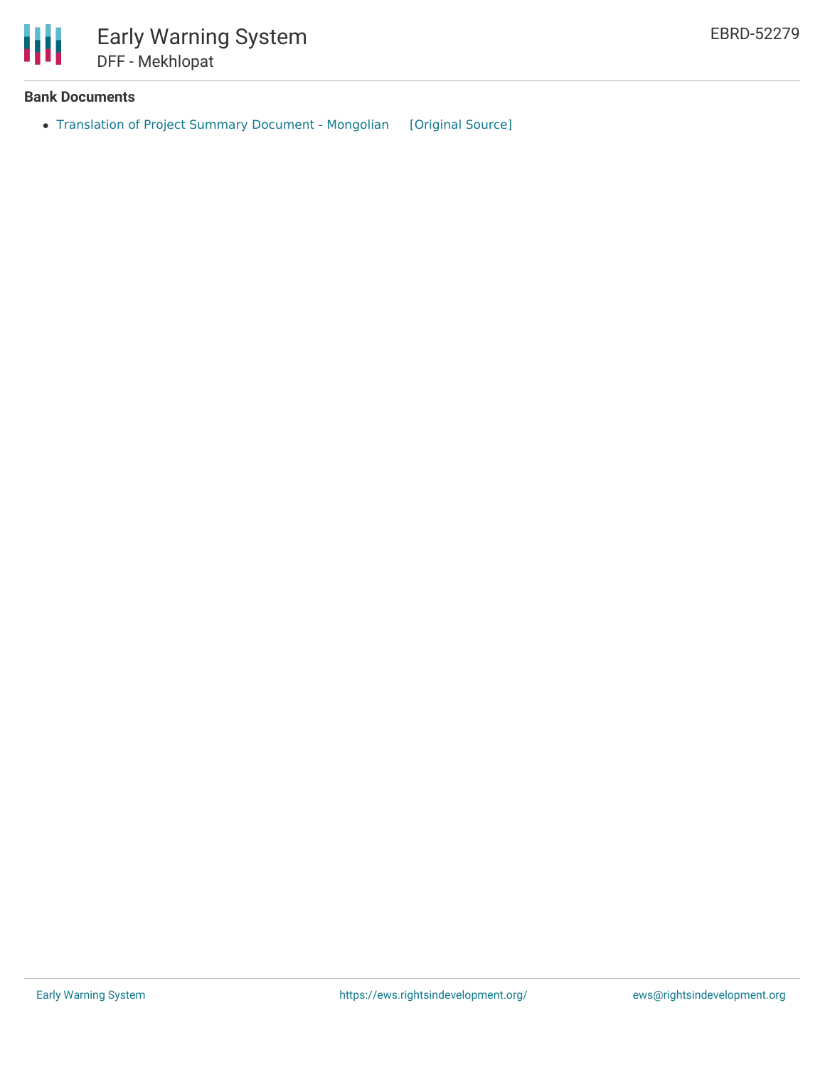**Bank Documents**

- Translation of Project Summary Document - Mongolian [Original Source]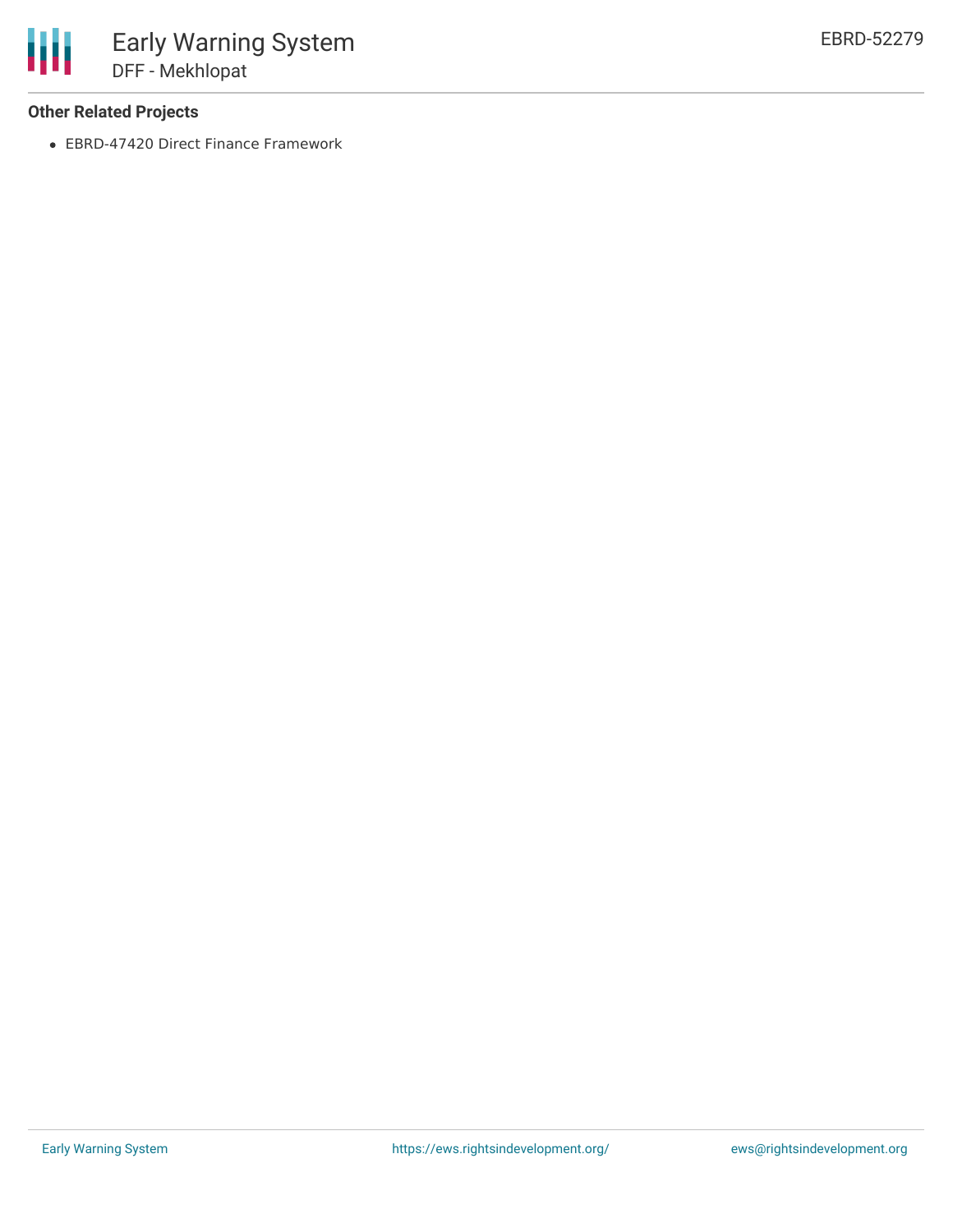**Other Related Projects**

- EBRD-47420 Direct Finance Framework